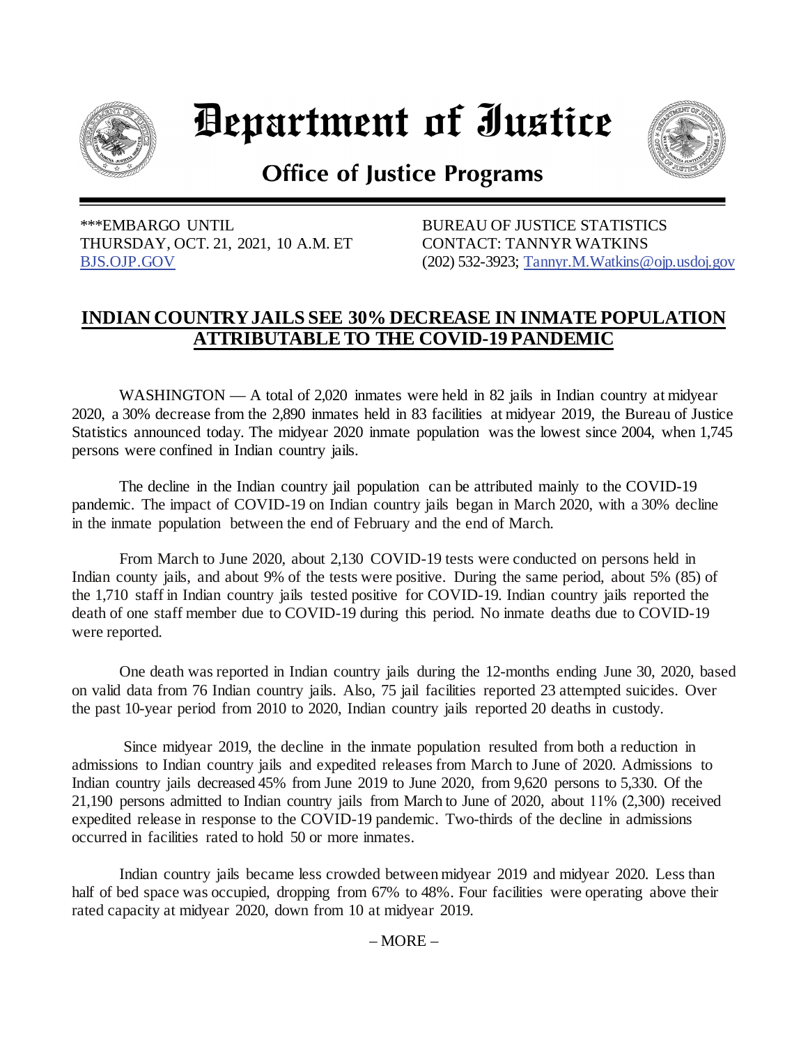# Department of Justice

## Office of Justice Programs

***EMBARGO UNTIL
THURSDAY, OCT. 21, 2021, 10 A.M. ET
BJS.OJP.GOV

BUREAU OF JUSTICE STATISTICS
CONTACT: TANNYR WATKINS
(202) 532-3923; Tannyr.M.Watkins@ojp.usdoj.gov

**INDIAN COUNTRY JAILS SEE 30% DECREASE IN INMATE POPULATION ATTRIBUTABLE TO THE COVID-19 PANDEMIC**

WASHINGTON — A total of 2,020 inmates were held in 82 jails in Indian country at midyear 2020, a 30% decrease from the 2,890 inmates held in 83 facilities at midyear 2019, the Bureau of Justice Statistics announced today. The midyear 2020 inmate population was the lowest since 2004, when 1,745 persons were confined in Indian country jails.

The decline in the Indian country jail population can be attributed mainly to the COVID-19 pandemic. The impact of COVID-19 on Indian country jails began in March 2020, with a 30% decline in the inmate population between the end of February and the end of March.

From March to June 2020, about 2,130 COVID-19 tests were conducted on persons held in Indian county jails, and about 9% of the tests were positive. During the same period, about 5% (85) of the 1,710 staff in Indian country jails tested positive for COVID-19. Indian country jails reported the death of one staff member due to COVID-19 during this period. No inmate deaths due to COVID-19 were reported.

One death was reported in Indian country jails during the 12-months ending June 30, 2020, based on valid data from 76 Indian country jails. Also, 75 jail facilities reported 23 attempted suicides. Over the past 10-year period from 2010 to 2020, Indian country jails reported 20 deaths in custody.

Since midyear 2019, the decline in the inmate population resulted from both a reduction in admissions to Indian country jails and expedited releases from March to June of 2020. Admissions to Indian country jails decreased 45% from June 2019 to June 2020, from 9,620 persons to 5,330. Of the 21,190 persons admitted to Indian country jails from March to June of 2020, about 11% (2,300) received expedited release in response to the COVID-19 pandemic. Two-thirds of the decline in admissions occurred in facilities rated to hold 50 or more inmates.

Indian country jails became less crowded between midyear 2019 and midyear 2020. Less than half of bed space was occupied, dropping from 67% to 48%. Four facilities were operating above their rated capacity at midyear 2020, down from 10 at midyear 2019.

– MORE –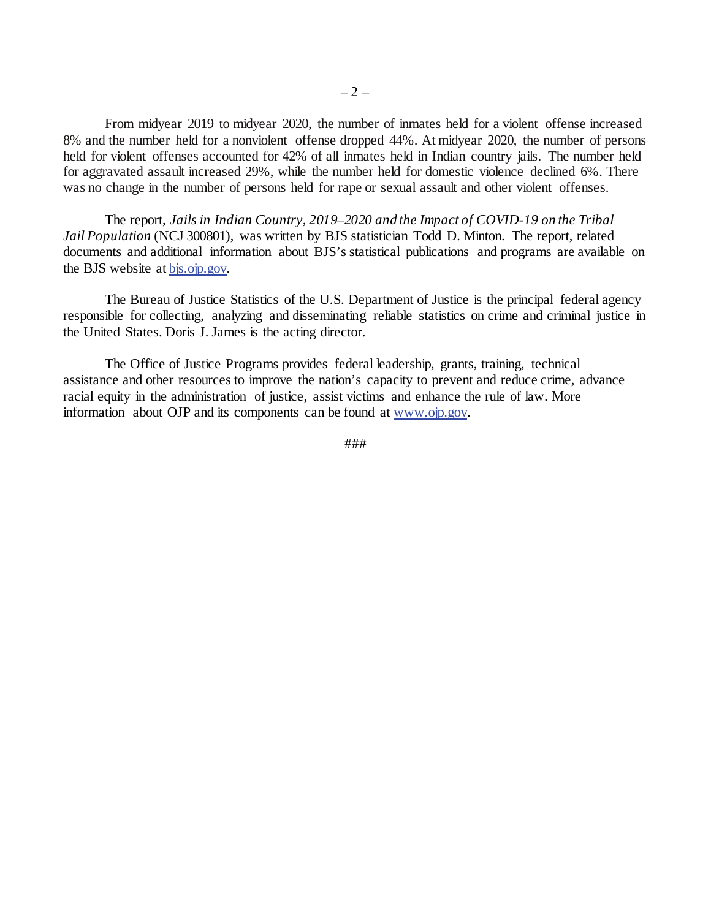From midyear 2019 to midyear 2020, the number of inmates held for a violent offense increased 8% and the number held for a nonviolent offense dropped 44%. At midyear 2020, the number of persons held for violent offenses accounted for 42% of all inmates held in Indian country jails. The number held for aggravated assault increased 29%, while the number held for domestic violence declined 6%. There was no change in the number of persons held for rape or sexual assault and other violent offenses.

The report, *Jails in Indian Country, 2019–2020 and the Impact of COVID-19 on the Tribal Jail Population* (NCJ 300801), was written by BJS statistician Todd D. Minton. The report, related documents and additional information about BJS's statistical publications and programs are available on the BJS website at bjs.ojp.gov.

The Bureau of Justice Statistics of the U.S. Department of Justice is the principal federal agency responsible for collecting, analyzing and disseminating reliable statistics on crime and criminal justice in the United States. Doris J. James is the acting director.

The Office of Justice Programs provides federal leadership, grants, training, technical assistance and other resources to improve the nation's capacity to prevent and reduce crime, advance racial equity in the administration of justice, assist victims and enhance the rule of law. More information about OJP and its components can be found at www.ojp.gov.

###